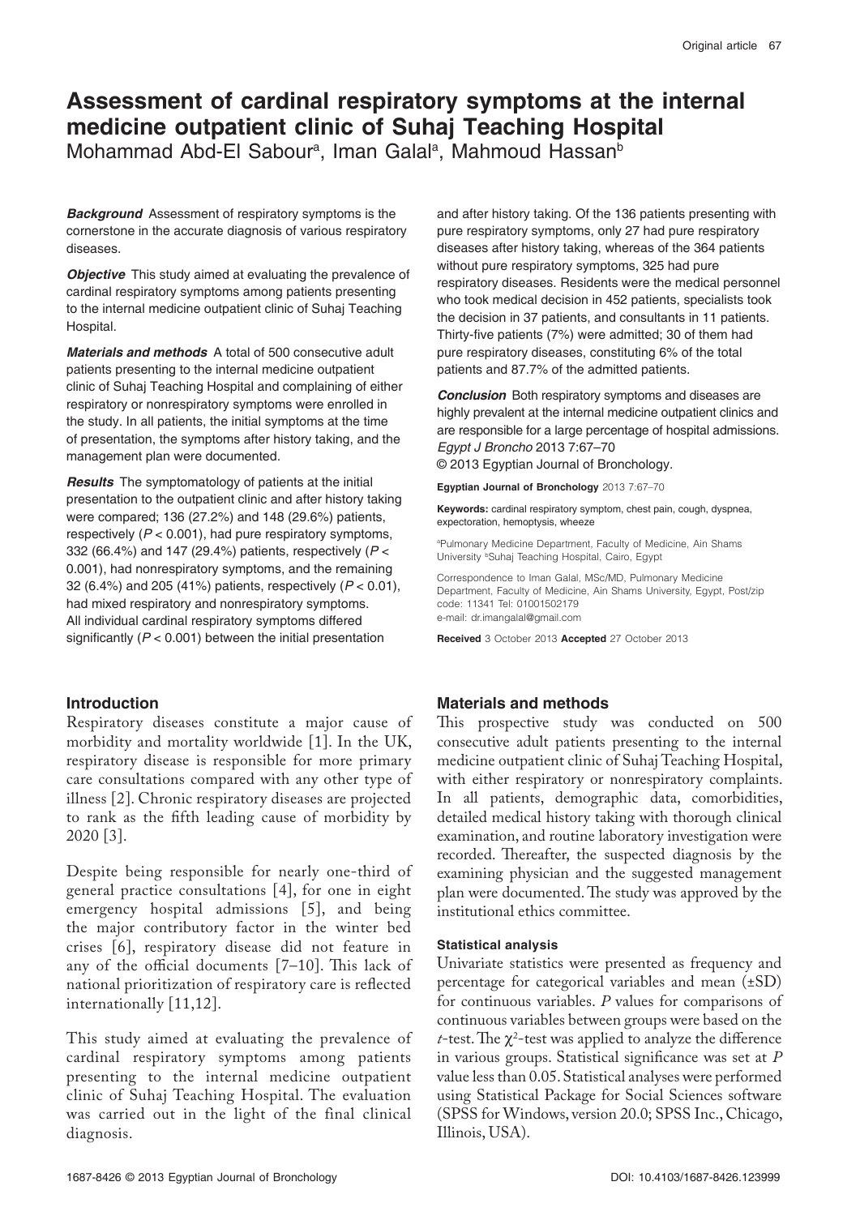# Assessment of cardinal respiratory symptoms at the internal medicine outpatient clinic of Suhaj Teaching Hospital

Mohammad Abd-El Sabour[a], Iman Galal[a], Mahmoud Hassan[b]

***Background*** Assessment of respiratory symptoms is the cornerstone in the accurate diagnosis of various respiratory diseases.

***Objective*** This study aimed at evaluating the prevalence of cardinal respiratory symptoms among patients presenting to the internal medicine outpatient clinic of Suhaj Teaching Hospital.

***Materials and methods*** A total of 500 consecutive adult patients presenting to the internal medicine outpatient clinic of Suhaj Teaching Hospital and complaining of either respiratory or nonrespiratory symptoms were enrolled in the study. In all patients, the initial symptoms at the time of presentation, the symptoms after history taking, and the management plan were documented.

***Results*** The symptomatology of patients at the initial presentation to the outpatient clinic and after history taking were compared; 136 (27.2%) and 148 (29.6%) patients, respectively ($P < 0.001$), had pure respiratory symptoms, 332 (66.4%) and 147 (29.4%) patients, respectively ($P < 0.001$), had nonrespiratory symptoms, and the remaining 32 (6.4%) and 205 (41%) patients, respectively ($P < 0.01$), had mixed respiratory and nonrespiratory symptoms. All individual cardinal respiratory symptoms differed significantly ($P < 0.001$) between the initial presentation and after history taking. Of the 136 patients presenting with pure respiratory symptoms, only 27 had pure respiratory diseases after history taking, whereas of the 364 patients without pure respiratory symptoms, 325 had pure respiratory diseases. Residents were the medical personnel who took medical decision in 452 patients, specialists took the decision in 37 patients, and consultants in 11 patients. Thirty-five patients (7%) were admitted; 30 of them had pure respiratory diseases, constituting 6% of the total patients and 87.7% of the admitted patients.

***Conclusion*** Both respiratory symptoms and diseases are highly prevalent at the internal medicine outpatient clinics and are responsible for a large percentage of hospital admissions. *Egypt J Broncho* 2013 7:67–70
© 2013 Egyptian Journal of Bronchology.

**Egyptian Journal of Bronchology** 2013 7:67–70

**Keywords:** cardinal respiratory symptom, chest pain, cough, dyspnea, expectoration, hemoptysis, wheeze

[a]Pulmonary Medicine Department, Faculty of Medicine, Ain Shams University [b]Suhaj Teaching Hospital, Cairo, Egypt

Correspondence to Iman Galal, MSc/MD, Pulmonary Medicine Department, Faculty of Medicine, Ain Shams University, Egypt, Post/zip code: 11341 Tel: 01001502179
e-mail: dr.imangalal@gmail.com

**Received** 3 October 2013 **Accepted** 27 October 2013

## Introduction

Respiratory diseases constitute a major cause of morbidity and mortality worldwide [1]. In the UK, respiratory disease is responsible for more primary care consultations compared with any other type of illness [2]. Chronic respiratory diseases are projected to rank as the fifth leading cause of morbidity by 2020 [3].

Despite being responsible for nearly one-third of general practice consultations [4], for one in eight emergency hospital admissions [5], and being the major contributory factor in the winter bed crises [6], respiratory disease did not feature in any of the official documents [7–10]. This lack of national prioritization of respiratory care is reflected internationally [11,12].

This study aimed at evaluating the prevalence of cardinal respiratory symptoms among patients presenting to the internal medicine outpatient clinic of Suhaj Teaching Hospital. The evaluation was carried out in the light of the final clinical diagnosis.

## Materials and methods

This prospective study was conducted on 500 consecutive adult patients presenting to the internal medicine outpatient clinic of Suhaj Teaching Hospital, with either respiratory or nonrespiratory complaints. In all patients, demographic data, comorbidities, detailed medical history taking with thorough clinical examination, and routine laboratory investigation were recorded. Thereafter, the suspected diagnosis by the examining physician and the suggested management plan were documented. The study was approved by the institutional ethics committee.

### Statistical analysis

Univariate statistics were presented as frequency and percentage for categorical variables and mean (±SD) for continuous variables. *P* values for comparisons of continuous variables between groups were based on the $t$-test. The $\chi^2$-test was applied to analyze the difference in various groups. Statistical significance was set at *P* value less than 0.05. Statistical analyses were performed using Statistical Package for Social Sciences software (SPSS for Windows, version 20.0; SPSS Inc., Chicago, Illinois, USA).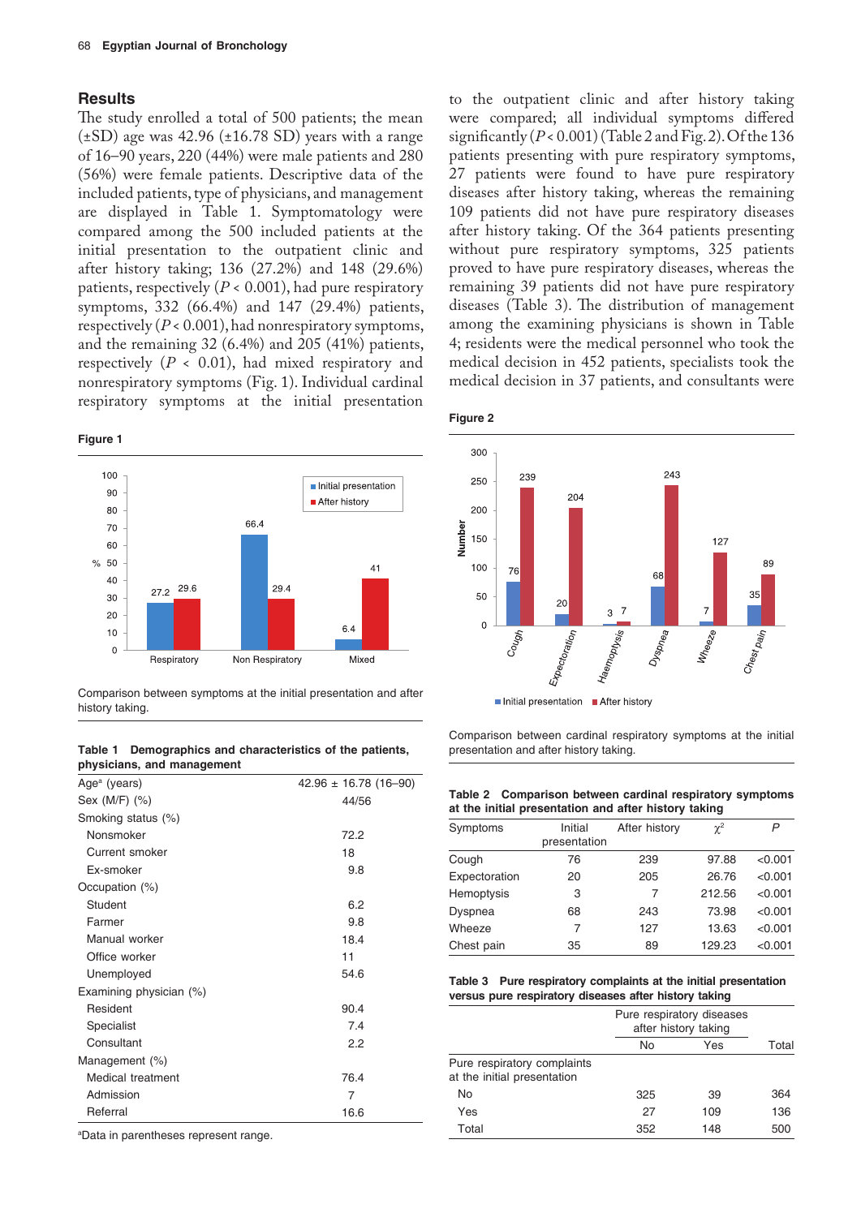## Results

The study enrolled a total of 500 patients; the mean (±SD) age was 42.96 (±16.78 SD) years with a range of 16–90 years, 220 (44%) were male patients and 280 (56%) were female patients. Descriptive data of the included patients, type of physicians, and management are displayed in Table 1. Symptomatology were compared among the 500 included patients at the initial presentation to the outpatient clinic and after history taking; 136 (27.2%) and 148 (29.6%) patients, respectively ($P < 0.001$), had pure respiratory symptoms, 332 (66.4%) and 147 (29.4%) patients, respectively ($P < 0.001$), had nonrespiratory symptoms, and the remaining 32 (6.4%) and 205 (41%) patients, respectively ($P < 0.01$), had mixed respiratory and nonrespiratory symptoms (Fig. 1). Individual cardinal respiratory symptoms at the initial presentation to the outpatient clinic and after history taking were compared; all individual symptoms differed significantly ($P < 0.001$) (Table 2 and Fig. 2). Of the 136 patients presenting with pure respiratory symptoms, 27 patients were found to have pure respiratory diseases after history taking, whereas the remaining 109 patients did not have pure respiratory diseases after history taking. Of the 364 patients presenting without pure respiratory symptoms, 325 patients proved to have pure respiratory diseases, whereas the remaining 39 patients did not have pure respiratory diseases (Table 3). The distribution of management among the examining physicians is shown in Table 4; residents were the medical personnel who took the medical decision in 452 patients, specialists took the medical decision in 37 patients, and consultants were

**Figure 1**

Comparison between symptoms at the initial presentation and after history taking.

**Figure 2**

Comparison between cardinal respiratory symptoms at the initial presentation and after history taking.

**Table 1 Demographics and characteristics of the patients, physicians, and management**

| | |
|---|---|
| Age[a] (years) | 42.96 ± 16.78 (16–90) |
| Sex (M/F) (%) | 44/56 |
| Smoking status (%) | |
| Nonsmoker | 72.2 |
| Current smoker | 18 |
| Ex-smoker | 9.8 |
| Occupation (%) | |
| Student | 6.2 |
| Farmer | 9.8 |
| Manual worker | 18.4 |
| Office worker | 11 |
| Unemployed | 54.6 |
| Examining physician (%) | |
| Resident | 90.4 |
| Specialist | 7.4 |
| Consultant | 2.2 |
| Management (%) | |
| Medical treatment | 76.4 |
| Admission | 7 |
| Referral | 16.6 |

[a]Data in parentheses represent range.

**Table 2 Comparison between cardinal respiratory symptoms at the initial presentation and after history taking**

| Symptoms | Initial presentation | After history | $\chi^2$ | *P* |
|---|---|---|---|---|
| Cough | 76 | 239 | 97.88 | <0.001 |
| Expectoration | 20 | 205 | 26.76 | <0.001 |
| Hemoptysis | 3 | 7 | 212.56 | <0.001 |
| Dyspnea | 68 | 243 | 73.98 | <0.001 |
| Wheeze | 7 | 127 | 13.63 | <0.001 |
| Chest pain | 35 | 89 | 129.23 | <0.001 |

**Table 3 Pure respiratory complaints at the initial presentation versus pure respiratory diseases after history taking**

| | Pure respiratory diseases after history taking | | |
|---|---|---|---|
| | No | Yes | Total |
| Pure respiratory complaints at the initial presentation | | | |
| No | 325 | 39 | 364 |
| Yes | 27 | 109 | 136 |
| Total | 352 | 148 | 500 |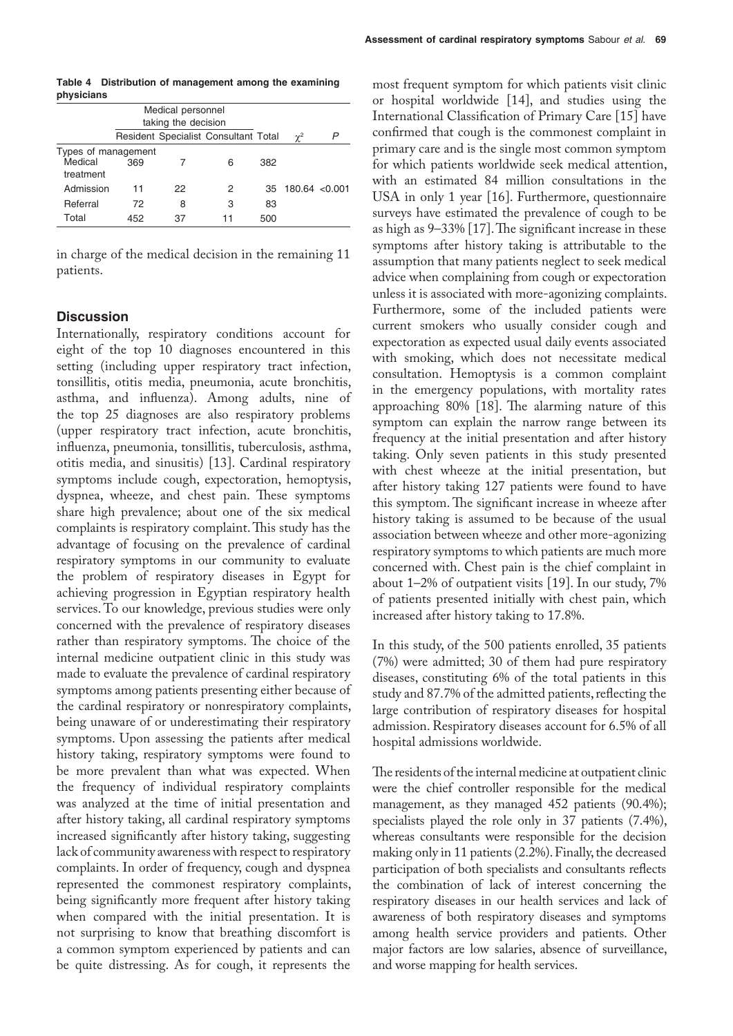**Table 4 Distribution of management among the examining physicians**

| | Medical personnel taking the decision | | | | | |
|---|---|---|---|---|---|---|
| | Resident | Specialist | Consultant | Total | $\chi^2$ | *P* |
| Types of management | | | | | | |
| Medical treatment | 369 | 7 | 6 | 382 | | |
| Admission | 11 | 22 | 2 | 35 | 180.64 | <0.001 |
| Referral | 72 | 8 | 3 | 83 | | |
| Total | 452 | 37 | 11 | 500 | | |

in charge of the medical decision in the remaining 11 patients.

## Discussion

Internationally, respiratory conditions account for eight of the top 10 diagnoses encountered in this setting (including upper respiratory tract infection, tonsillitis, otitis media, pneumonia, acute bronchitis, asthma, and influenza). Among adults, nine of the top 25 diagnoses are also respiratory problems (upper respiratory tract infection, acute bronchitis, influenza, pneumonia, tonsillitis, tuberculosis, asthma, otitis media, and sinusitis) [13]. Cardinal respiratory symptoms include cough, expectoration, hemoptysis, dyspnea, wheeze, and chest pain. These symptoms share high prevalence; about one of the six medical complaints is respiratory complaint. This study has the advantage of focusing on the prevalence of cardinal respiratory symptoms in our community to evaluate the problem of respiratory diseases in Egypt for achieving progression in Egyptian respiratory health services. To our knowledge, previous studies were only concerned with the prevalence of respiratory diseases rather than respiratory symptoms. The choice of the internal medicine outpatient clinic in this study was made to evaluate the prevalence of cardinal respiratory symptoms among patients presenting either because of the cardinal respiratory or nonrespiratory complaints, being unaware of or underestimating their respiratory symptoms. Upon assessing the patients after medical history taking, respiratory symptoms were found to be more prevalent than what was expected. When the frequency of individual respiratory complaints was analyzed at the time of initial presentation and after history taking, all cardinal respiratory symptoms increased significantly after history taking, suggesting lack of community awareness with respect to respiratory complaints. In order of frequency, cough and dyspnea represented the commonest respiratory complaints, being significantly more frequent after history taking when compared with the initial presentation. It is not surprising to know that breathing discomfort is a common symptom experienced by patients and can be quite distressing. As for cough, it represents the most frequent symptom for which patients visit clinic or hospital worldwide [14], and studies using the International Classification of Primary Care [15] have confirmed that cough is the commonest complaint in primary care and is the single most common symptom for which patients worldwide seek medical attention, with an estimated 84 million consultations in the USA in only 1 year [16]. Furthermore, questionnaire surveys have estimated the prevalence of cough to be as high as 9–33% [17]. The significant increase in these symptoms after history taking is attributable to the assumption that many patients neglect to seek medical advice when complaining from cough or expectoration unless it is associated with more-agonizing complaints. Furthermore, some of the included patients were current smokers who usually consider cough and expectoration as expected usual daily events associated with smoking, which does not necessitate medical consultation. Hemoptysis is a common complaint in the emergency populations, with mortality rates approaching 80% [18]. The alarming nature of this symptom can explain the narrow range between its frequency at the initial presentation and after history taking. Only seven patients in this study presented with chest wheeze at the initial presentation, but after history taking 127 patients were found to have this symptom. The significant increase in wheeze after history taking is assumed to be because of the usual association between wheeze and other more-agonizing respiratory symptoms to which patients are much more concerned with. Chest pain is the chief complaint in about 1–2% of outpatient visits [19]. In our study, 7% of patients presented initially with chest pain, which increased after history taking to 17.8%.

In this study, of the 500 patients enrolled, 35 patients (7%) were admitted; 30 of them had pure respiratory diseases, constituting 6% of the total patients in this study and 87.7% of the admitted patients, reflecting the large contribution of respiratory diseases for hospital admission. Respiratory diseases account for 6.5% of all hospital admissions worldwide.

The residents of the internal medicine at outpatient clinic were the chief controller responsible for the medical management, as they managed 452 patients (90.4%); specialists played the role only in 37 patients (7.4%), whereas consultants were responsible for the decision making only in 11 patients (2.2%). Finally, the decreased participation of both specialists and consultants reflects the combination of lack of interest concerning the respiratory diseases in our health services and lack of awareness of both respiratory diseases and symptoms among health service providers and patients. Other major factors are low salaries, absence of surveillance, and worse mapping for health services.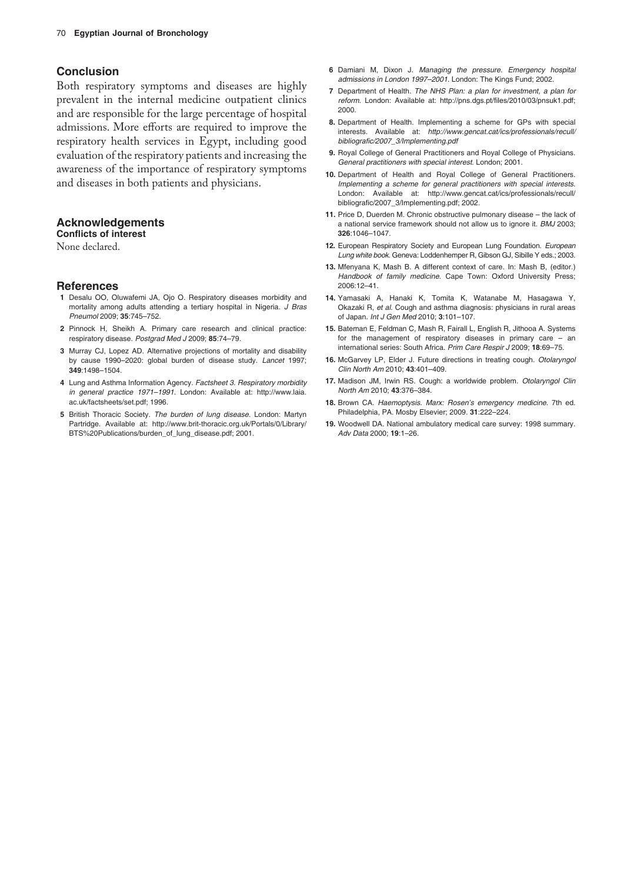## Conclusion

Both respiratory symptoms and diseases are highly prevalent in the internal medicine outpatient clinics and are responsible for the large percentage of hospital admissions. More efforts are required to improve the respiratory health services in Egypt, including good evaluation of the respiratory patients and increasing the awareness of the importance of respiratory symptoms and diseases in both patients and physicians.

## Acknowledgements

**Conflicts of interest**

None declared.

## References

1. Desalu OO, Oluwafemi JA, Ojo O. Respiratory diseases morbidity and mortality among adults attending a tertiary hospital in Nigeria. *J Bras Pneumol* 2009; **35**:745–752.
2. Pinnock H, Sheikh A. Primary care research and clinical practice: respiratory disease. *Postgrad Med J* 2009; **85**:74–79.
3. Murray CJ, Lopez AD. Alternative projections of mortality and disability by cause 1990–2020: global burden of disease study. *Lancet* 1997; **349**:1498–1504.
4. Lung and Asthma Information Agency. *Factsheet 3. Respiratory morbidity in general practice 1971–1991*. London: Available at: http://www.laia.ac.uk/factsheets/set.pdf; 1996.
5. British Thoracic Society. *The burden of lung disease*. London: Martyn Partridge. Available at: http://www.brit-thoracic.org.uk/Portals/0/Library/BTS%20Publications/burden_of_lung_disease.pdf; 2001.
6. Damiani M, Dixon J. *Managing the pressure. Emergency hospital admissions in London 1997–2001*. London: The Kings Fund; 2002.
7. Department of Health. *The NHS Plan: a plan for investment, a plan for reform*. London: Available at: http://pns.dgs.pt/files/2010/03/pnsuk1.pdf; 2000.
8. Department of Health. Implementing a scheme for GPs with special interests. Available at: *http://www.gencat.cat/ics/professionals/recull/bibliografic/2007_3/Implementing.pdf*
9. Royal College of General Practitioners and Royal College of Physicians. *General practitioners with special interest*. London; 2001.
10. Department of Health and Royal College of General Practitioners. *Implementing a scheme for general practitioners with special interests*. London: Available at: http://www.gencat.cat/ics/professionals/recull/bibliografic/2007_3/Implementing.pdf; 2002.
11. Price D, Duerden M. Chronic obstructive pulmonary disease – the lack of a national service framework should not allow us to ignore it. *BMJ* 2003; **326**:1046–1047.
12. European Respiratory Society and European Lung Foundation. *European Lung white book*. Geneva: Loddenhemper R, Gibson GJ, Sibille Y eds.; 2003.
13. Mfenyana K, Mash B. A different context of care. In: Mash B, (editor.) *Handbook of family medicine*. Cape Town: Oxford University Press; 2006:12–41.
14. Yamasaki A, Hanaki K, Tomita K, Watanabe M, Hasagawa Y, Okazaki R, *et al.* Cough and asthma diagnosis: physicians in rural areas of Japan. *Int J Gen Med* 2010; **3**:101–107.
15. Bateman E, Feldman C, Mash R, Fairall L, English R, Jithooa A. Systems for the management of respiratory diseases in primary care – an international series: South Africa. *Prim Care Respir J* 2009; **18**:69–75.
16. McGarvey LP, Elder J. Future directions in treating cough. *Otolaryngol Clin North Am* 2010; **43**:401–409.
17. Madison JM, Irwin RS. Cough: a worldwide problem. *Otolaryngol Clin North Am* 2010; **43**:376–384.
18. Brown CA. *Haemoptysis. Marx: Rosen's emergency medicine*. 7th ed. Philadelphia, PA. Mosby Elsevier; 2009. **31**:222–224.
19. Woodwell DA. National ambulatory medical care survey: 1998 summary. *Adv Data* 2000; **19**:1–26.